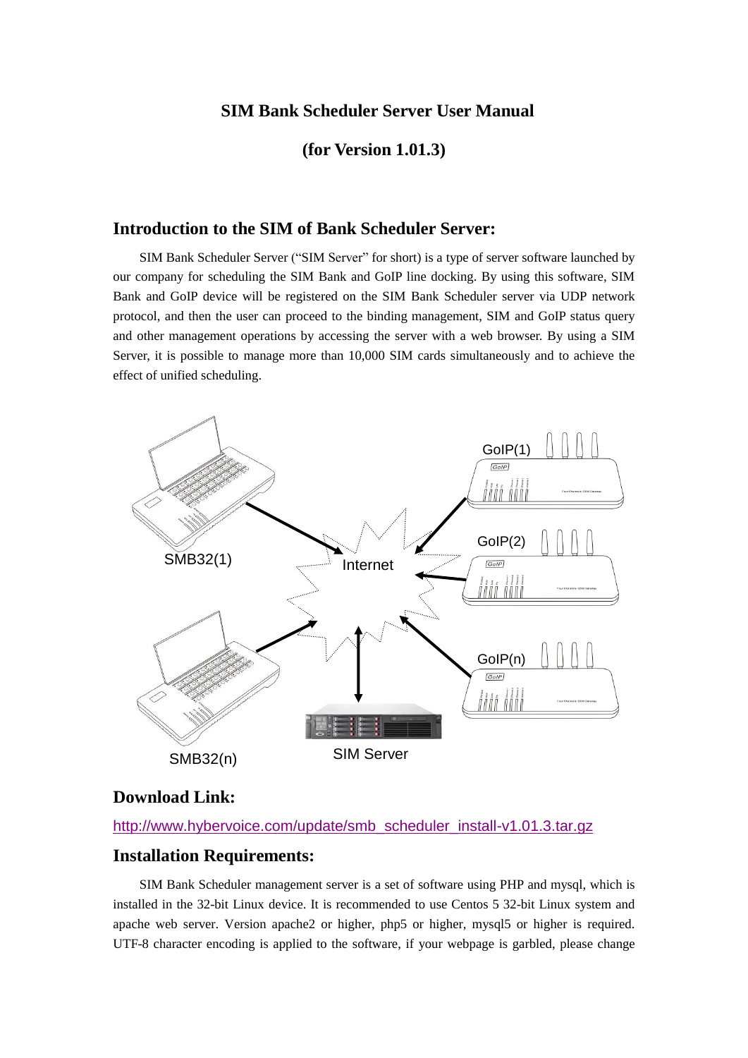# SIM Bank Scheduler Server User Manual

## (for Version 1.01.3)

## Introduction to the SIM of Bank Scheduler Server:

SIM Bank Scheduler Server ("SIM Server" for short) is a type of server software launched by our company for scheduling the SIM Bank and GoIP line docking. By using this software, SIM Bank and GoIP device will be registered on the SIM Bank Scheduler server via UDP network protocol, and then the user can proceed to the binding management, SIM and GoIP status query and other management operations by accessing the server with a web browser. By using a SIM Server, it is possible to manage more than 10,000 SIM cards simultaneously and to achieve the effect of unified scheduling.

SMB32(1) Internet GoIP(1) GoIP(2) GoIP(n) SMB32(n) SIM Server

## Download Link:

http://www.hybervoice.com/update/smb_scheduler_install-v1.01.3.tar.gz

## Installation Requirements:

SIM Bank Scheduler management server is a set of software using PHP and mysql, which is installed in the 32-bit Linux device. It is recommended to use Centos 5 32-bit Linux system and apache web server. Version apache2 or higher, php5 or higher, mysql5 or higher is required. UTF-8 character encoding is applied to the software, if your webpage is garbled, please change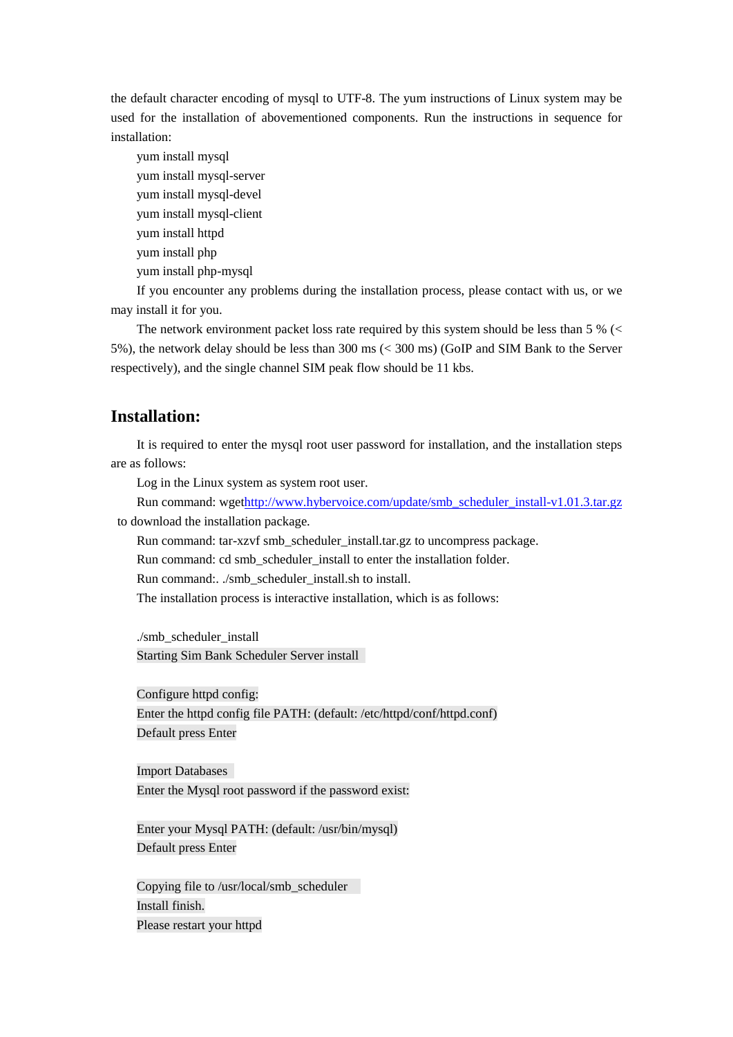the default character encoding of mysql to UTF-8. The yum instructions of Linux system may be used for the installation of abovementioned components. Run the instructions in sequence for installation:

```
yum install mysql
yum install mysql-server
yum install mysql-devel
yum install mysql-client
yum install httpd
yum install php
yum install php-mysql
```

If you encounter any problems during the installation process, please contact with us, or we may install it for you.

The network environment packet loss rate required by this system should be less than 5 % (< 5%), the network delay should be less than 300 ms (< 300 ms) (GoIP and SIM Bank to the Server respectively), and the single channel SIM peak flow should be 11 kbs.

## Installation:

It is required to enter the mysql root user password for installation, and the installation steps are as follows:

Log in the Linux system as system root user.

Run command: wget[http://www.hybervoice.com/update/smb_scheduler_install-v1.01.3.tar.gz](http://www.hybervoice.com/update/smb_scheduler_install-v1.01.3.tar.gz) to download the installation package.

Run command: tar-xzvf smb_scheduler_install.tar.gz to uncompress package.

Run command: cd smb_scheduler_install to enter the installation folder.

Run command:. ./smb_scheduler_install.sh to install.

The installation process is interactive installation, which is as follows:

```
./smb_scheduler_install
Starting Sim Bank Scheduler Server install

Configure httpd config:
Enter the httpd config file PATH: (default: /etc/httpd/conf/httpd.conf)
Default press Enter

Import Databases
Enter the Mysql root password if the password exist:

Enter your Mysql PATH: (default: /usr/bin/mysql)
Default press Enter

Copying file to /usr/local/smb_scheduler
Install finish.
Please restart your httpd
```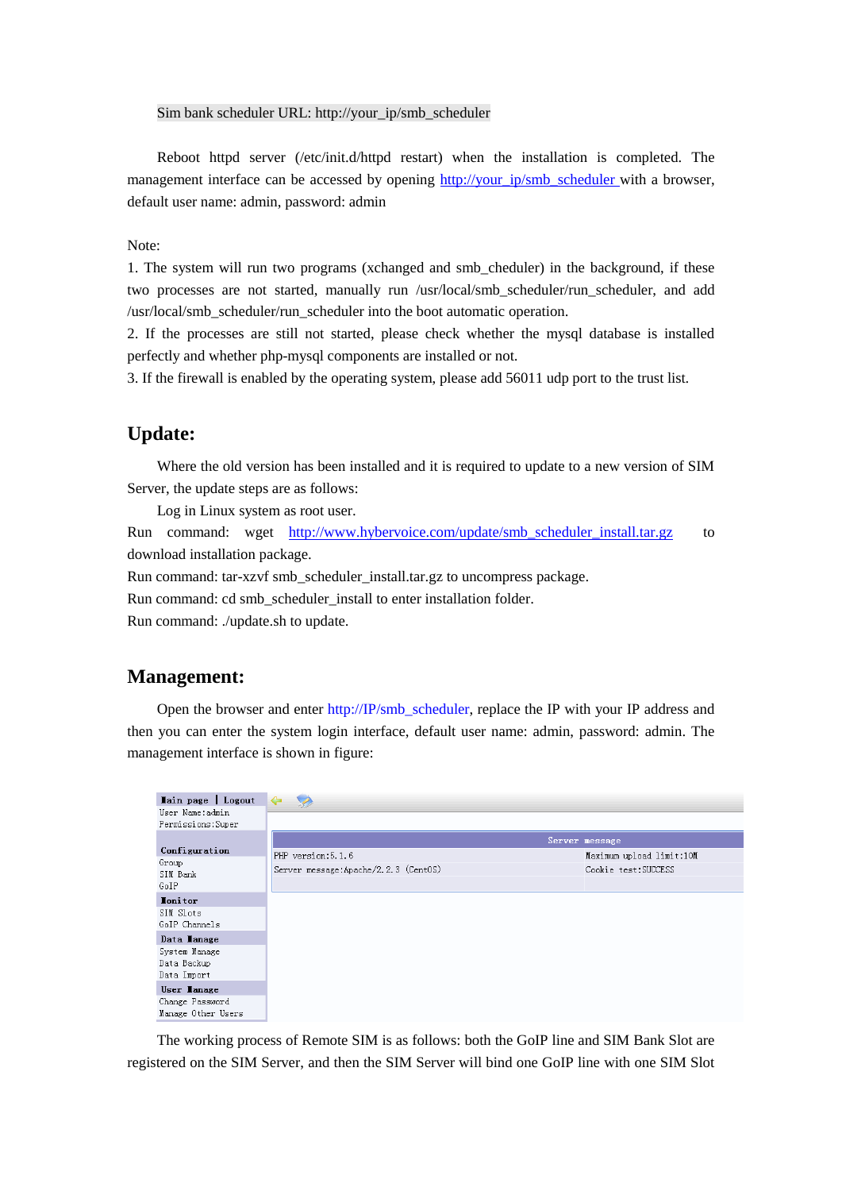Sim bank scheduler URL: http://your_ip/smb_scheduler

Reboot httpd server (/etc/init.d/httpd restart) when the installation is completed. The management interface can be accessed by opening http://your_ip/smb_scheduler with a browser, default user name: admin, password: admin

Note:

1. The system will run two programs (xchanged and smb_cheduler) in the background, if these two processes are not started, manually run /usr/local/smb_scheduler/run_scheduler, and add /usr/local/smb_scheduler/run_scheduler into the boot automatic operation.
2. If the processes are still not started, please check whether the mysql database is installed perfectly and whether php-mysql components are installed or not.
3. If the firewall is enabled by the operating system, please add 56011 udp port to the trust list.

## Update:

Where the old version has been installed and it is required to update to a new version of SIM Server, the update steps are as follows:

Log in Linux system as root user.

Run command: wget http://www.hybervoice.com/update/smb_scheduler_install.tar.gz to download installation package.

Run command: tar-xzvf smb_scheduler_install.tar.gz to uncompress package.

Run command: cd smb_scheduler_install to enter installation folder.

Run command: ./update.sh to update.

## Management:

Open the browser and enter http://IP/smb_scheduler, replace the IP with your IP address and then you can enter the system login interface, default user name: admin, password: admin. The management interface is shown in figure:

The working process of Remote SIM is as follows: both the GoIP line and SIM Bank Slot are registered on the SIM Server, and then the SIM Server will bind one GoIP line with one SIM Slot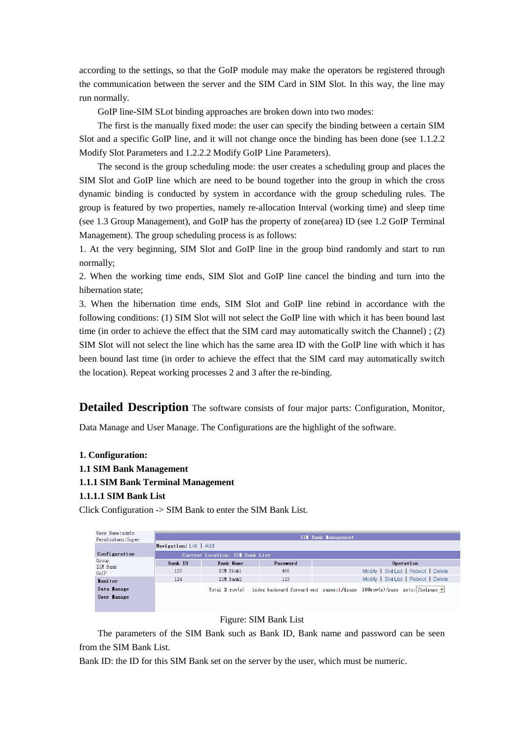according to the settings, so that the GoIP module may make the operators be registered through the communication between the server and the SIM Card in SIM Slot. In this way, the line may run normally.

GoIP line-SIM SLot binding approaches are broken down into two modes:

The first is the manually fixed mode: the user can specify the binding between a certain SIM Slot and a specific GoIP line, and it will not change once the binding has been done (see 1.1.2.2 Modify Slot Parameters and 1.2.2.2 Modify GoIP Line Parameters).

The second is the group scheduling mode: the user creates a scheduling group and places the SIM Slot and GoIP line which are need to be bound together into the group in which the cross dynamic binding is conducted by system in accordance with the group scheduling rules. The group is featured by two properties, namely re-allocation Interval (working time) and sleep time (see 1.3 Group Management), and GoIP has the property of zone(area) ID (see 1.2 GoIP Terminal Management). The group scheduling process is as follows:

1. At the very beginning, SIM Slot and GoIP line in the group bind randomly and start to run normally;
2. When the working time ends, SIM Slot and GoIP line cancel the binding and turn into the hibernation state;
3. When the hibernation time ends, SIM Slot and GoIP line rebind in accordance with the following conditions: (1) SIM Slot will not select the GoIP line with which it has been bound last time (in order to achieve the effect that the SIM card may automatically switch the Channel) ; (2) SIM Slot will not select the line which has the same area ID with the GoIP line with which it has been bound last time (in order to achieve the effect that the SIM card may automatically switch the location). Repeat working processes 2 and 3 after the re-binding.

## Detailed Description

The software consists of four major parts: Configuration, Monitor, Data Manage and User Manage. The Configurations are the highlight of the software.

**1. Configuration:**

**1.1 SIM Bank Management**

**1.1.1 SIM Bank Terminal Management**

**1.1.1.1 SIM Bank List**

Click Configuration -> SIM Bank to enter the SIM Bank List.

User Name:admin
Permissions:Super

Configuration: Group, SIM Bank, GoIP
Monitor
Data Manage
User Manage

SIM Bank Management

Navigation: List | Add

Current Location: SIM Bank List

| Bank ID | Bank Name | Password | Operation |
|---|---|---|---|
| 123 | SIM Bink1 | 456 | Modify \| Slot List \| Reboot \| Delete |
| 124 | SIM Bank2 | 123 | Modify \| Slot List \| Reboot \| Delete |

Total 2 row(s) index backward forward end pages:1/1page 100row(s)/page goto: Thelpage

Figure: SIM Bank List

The parameters of the SIM Bank such as Bank ID, Bank name and password can be seen from the SIM Bank List.

Bank ID: the ID for this SIM Bank set on the server by the user, which must be numeric.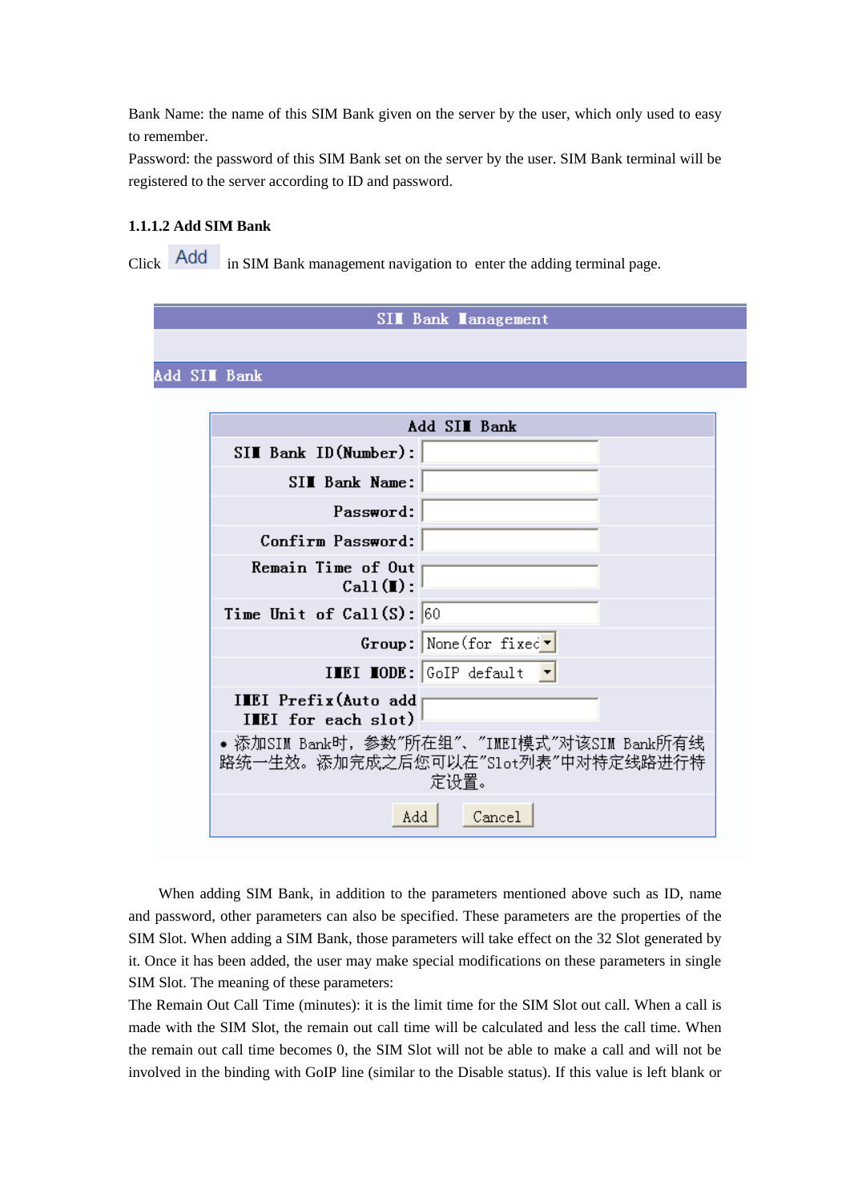Bank Name: the name of this SIM Bank given on the server by the user, which only used to easy to remember.

Password: the password of this SIM Bank set on the server by the user. SIM Bank terminal will be registered to the server according to ID and password.

### 1.1.1.2 Add SIM Bank

Click Add in SIM Bank management navigation to enter the adding terminal page.

**SIM Bank Management**

**Add SIM Bank**

| Add SIM Bank | |
|---|---|
| SIM Bank ID(Number): | |
| SIM Bank Name: | |
| Password: | |
| Confirm Password: | |
| Remain Time of Out Call(M): | |
| Time Unit of Call(S): | 60 |
| Group: | None(for fixed) |
| IMEI MODE: | GoIP default |
| IMEI Prefix(Auto add IMEI for each slot) | |

• 添加SIM Bank时，参数"所在组"、"IMEI模式"对该SIM Bank所有线路统一生效。添加完成之后您可以在"Slot列表"中对特定线路进行特定设置。

Add Cancel

When adding SIM Bank, in addition to the parameters mentioned above such as ID, name and password, other parameters can also be specified. These parameters are the properties of the SIM Slot. When adding a SIM Bank, those parameters will take effect on the 32 Slot generated by it. Once it has been added, the user may make special modifications on these parameters in single SIM Slot. The meaning of these parameters:

The Remain Out Call Time (minutes): it is the limit time for the SIM Slot out call. When a call is made with the SIM Slot, the remain out call time will be calculated and less the call time. When the remain out call time becomes 0, the SIM Slot will not be able to make a call and will not be involved in the binding with GoIP line (similar to the Disable status). If this value is left blank or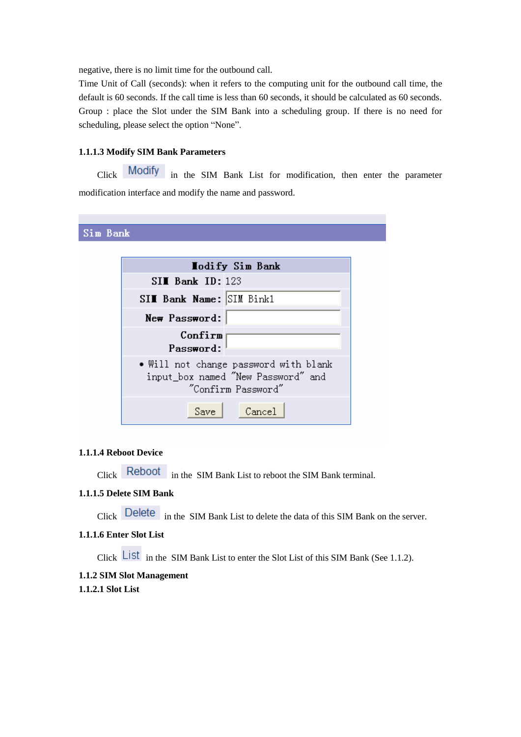negative, there is no limit time for the outbound call.

Time Unit of Call (seconds): when it refers to the computing unit for the outbound call time, the default is 60 seconds. If the call time is less than 60 seconds, it should be calculated as 60 seconds.

Group : place the Slot under the SIM Bank into a scheduling group. If there is no need for scheduling, please select the option "None".

#### 1.1.1.3 Modify SIM Bank Parameters

Click Modify in the SIM Bank List for modification, then enter the parameter modification interface and modify the name and password.

Sim Bank

| Modify Sim Bank | |
|---|---|
| SIM Bank ID: | 123 |
| SIM Bank Name: | SIM Bink1 |
| New Password: | |
| Confirm Password: | |
| • Will not change password with blank input_box named "New Password" and "Confirm Password" | |
| Save | Cancel |

#### 1.1.1.4 Reboot Device

Click Reboot in the SIM Bank List to reboot the SIM Bank terminal.

#### 1.1.1.5 Delete SIM Bank

Click Delete in the SIM Bank List to delete the data of this SIM Bank on the server.

#### 1.1.1.6 Enter Slot List

Click List in the SIM Bank List to enter the Slot List of this SIM Bank (See 1.1.2).

### 1.1.2 SIM Slot Management

#### 1.1.2.1 Slot List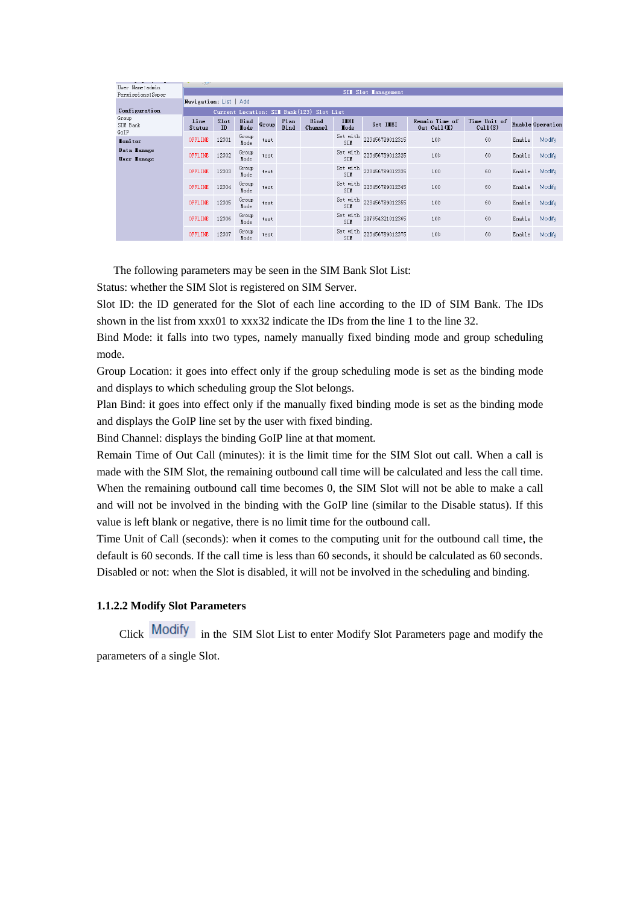| Line Status | Slot ID | Bind Mode | Group | Plan Bind | Bind Channel | IMEI Mode | Set IMEI | Remain Time of Out Call (M) | Time Unit of Call (S) | Enable | Operation |
|---|---|---|---|---|---|---|---|---|---|---|---|
| OFFLINE | 12301 | Group Mode | test | | | Set with SIM | 223456789012315 | 100 | 60 | Enable | Modify |
| OFFLINE | 12302 | Group Mode | test | | | Set with SIM | 223456789012325 | 100 | 60 | Enable | Modify |
| OFFLINE | 12303 | Group Mode | test | | | Set with SIM | 223456789012335 | 100 | 60 | Enable | Modify |
| OFFLINE | 12304 | Group Mode | test | | | Set with SIM | 223456789012345 | 100 | 60 | Enable | Modify |
| OFFLINE | 12305 | Group Mode | test | | | Set with SIM | 223456789012355 | 100 | 60 | Enable | Modify |
| OFFLINE | 12306 | Group Mode | test | | | Set with SIM | 287654321012365 | 100 | 60 | Enable | Modify |
| OFFLINE | 12307 | Group Mode | test | | | Set with SIM | 223456789012375 | 100 | 60 | Enable | Modify |

The following parameters may be seen in the SIM Bank Slot List:

Status: whether the SIM Slot is registered on SIM Server.

Slot ID: the ID generated for the Slot of each line according to the ID of SIM Bank. The IDs shown in the list from xxx01 to xxx32 indicate the IDs from the line 1 to the line 32.

Bind Mode: it falls into two types, namely manually fixed binding mode and group scheduling mode.

Group Location: it goes into effect only if the group scheduling mode is set as the binding mode and displays to which scheduling group the Slot belongs.

Plan Bind: it goes into effect only if the manually fixed binding mode is set as the binding mode and displays the GoIP line set by the user with fixed binding.

Bind Channel: displays the binding GoIP line at that moment.

Remain Time of Out Call (minutes): it is the limit time for the SIM Slot out call. When a call is made with the SIM Slot, the remaining outbound call time will be calculated and less the call time. When the remaining outbound call time becomes 0, the SIM Slot will not be able to make a call and will not be involved in the binding with the GoIP line (similar to the Disable status). If this value is left blank or negative, there is no limit time for the outbound call.

Time Unit of Call (seconds): when it comes to the computing unit for the outbound call time, the default is 60 seconds. If the call time is less than 60 seconds, it should be calculated as 60 seconds.

Disabled or not: when the Slot is disabled, it will not be involved in the scheduling and binding.

### 1.1.2.2 Modify Slot Parameters

Click Modify in the SIM Slot List to enter Modify Slot Parameters page and modify the parameters of a single Slot.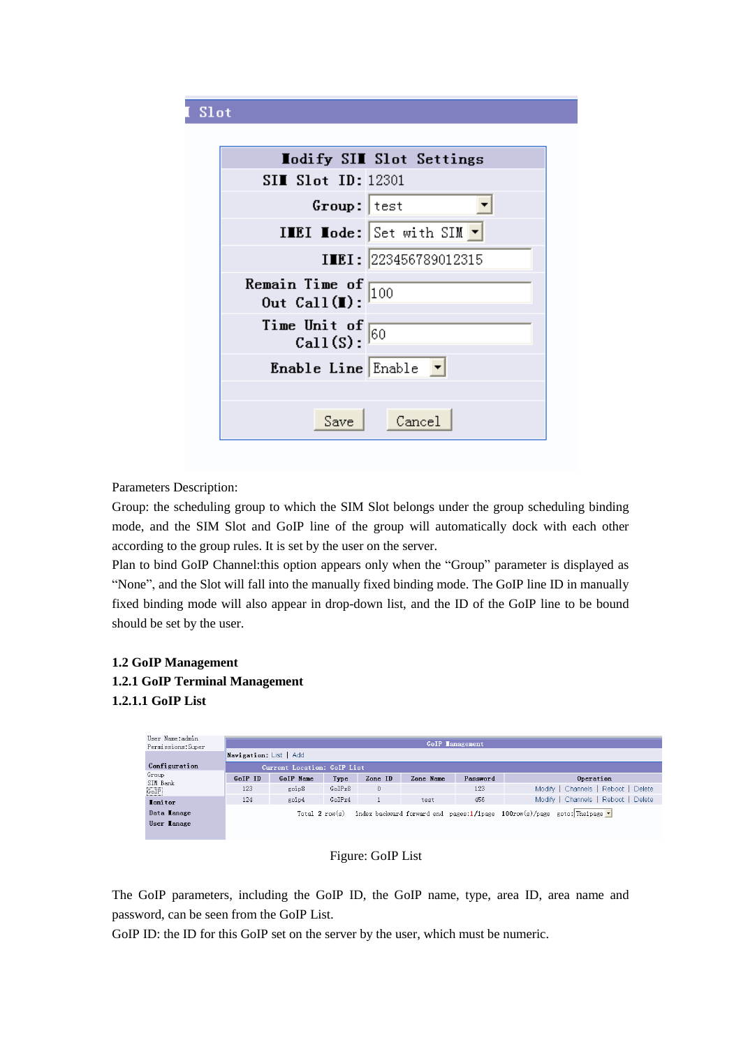Slot

| Modify SIM Slot Settings | |
|---|---|
| SIM Slot ID: | 12301 |
| Group: | test |
| IMEI Mode: | Set with SIM |
| IMEI: | 223456789012315 |
| Remain Time of Out Call(M): | 100 |
| Time Unit of Call(S): | 60 |
| Enable Line | Enable |

Save Cancel

Parameters Description:

Group: the scheduling group to which the SIM Slot belongs under the group scheduling binding mode, and the SIM Slot and GoIP line of the group will automatically dock with each other according to the group rules. It is set by the user on the server.

Plan to bind GoIP Channel:this option appears only when the "Group" parameter is displayed as "None", and the Slot will fall into the manually fixed binding mode. The GoIP line ID in manually fixed binding mode will also appear in drop-down list, and the ID of the GoIP line to be bound should be set by the user.

**1.2 GoIP Management**

**1.2.1 GoIP Terminal Management**

**1.2.1.1 GoIP List**

User Name:admin
Permissions:Super

Configuration
Group
SIM Bank
GoIP
Monitor
Data Manage
User Manage

GoIP Management

Navigation: List | Add

Current Location: GoIP List

| GoIP ID | GoIP Name | Type | Zone ID | Zone Name | Password | Operation |
|---|---|---|---|---|---|---|
| 123 | goip8 | GoIPx8 | 0 | | 123 | Modify \| Channels \| Reboot \| Delete |
| 124 | goip4 | GoIPx4 | 1 | test | 456 | Modify \| Channels \| Reboot \| Delete |

Total 2 row(s) index backward forward end pages:1/1page 100row(s)/page goto: Thelpage

Figure: GoIP List

The GoIP parameters, including the GoIP ID, the GoIP name, type, area ID, area name and password, can be seen from the GoIP List.

GoIP ID: the ID for this GoIP set on the server by the user, which must be numeric.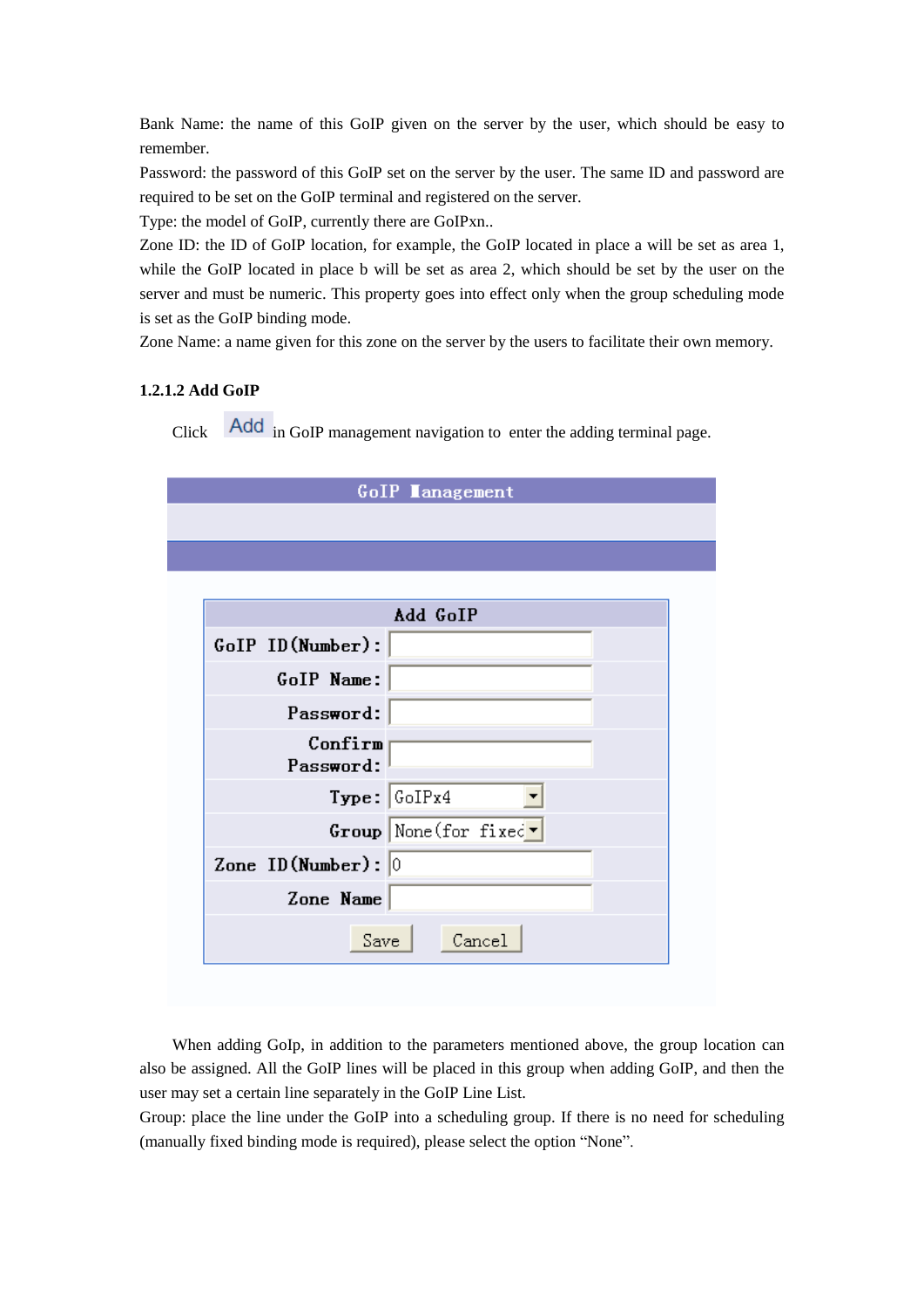Bank Name: the name of this GoIP given on the server by the user, which should be easy to remember.

Password: the password of this GoIP set on the server by the user. The same ID and password are required to be set on the GoIP terminal and registered on the server.

Type: the model of GoIP, currently there are GoIPxn..

Zone ID: the ID of GoIP location, for example, the GoIP located in place a will be set as area 1, while the GoIP located in place b will be set as area 2, which should be set by the user on the server and must be numeric. This property goes into effect only when the group scheduling mode is set as the GoIP binding mode.

Zone Name: a name given for this zone on the server by the users to facilitate their own memory.

### 1.2.1.2 Add GoIP

Click Add in GoIP management navigation to enter the adding terminal page.

**GoIP Management**

| Add GoIP | |
|---|---|
| GoIP ID(Number): | |
| GoIP Name: | |
| Password: | |
| Confirm Password: | |
| Type: | GoIPx4 |
| Group | None(for fixed |
| Zone ID(Number): | 0 |
| Zone Name | |
| Save | Cancel |

When adding GoIp, in addition to the parameters mentioned above, the group location can also be assigned. All the GoIP lines will be placed in this group when adding GoIP, and then the user may set a certain line separately in the GoIP Line List.

Group: place the line under the GoIP into a scheduling group. If there is no need for scheduling (manually fixed binding mode is required), please select the option "None".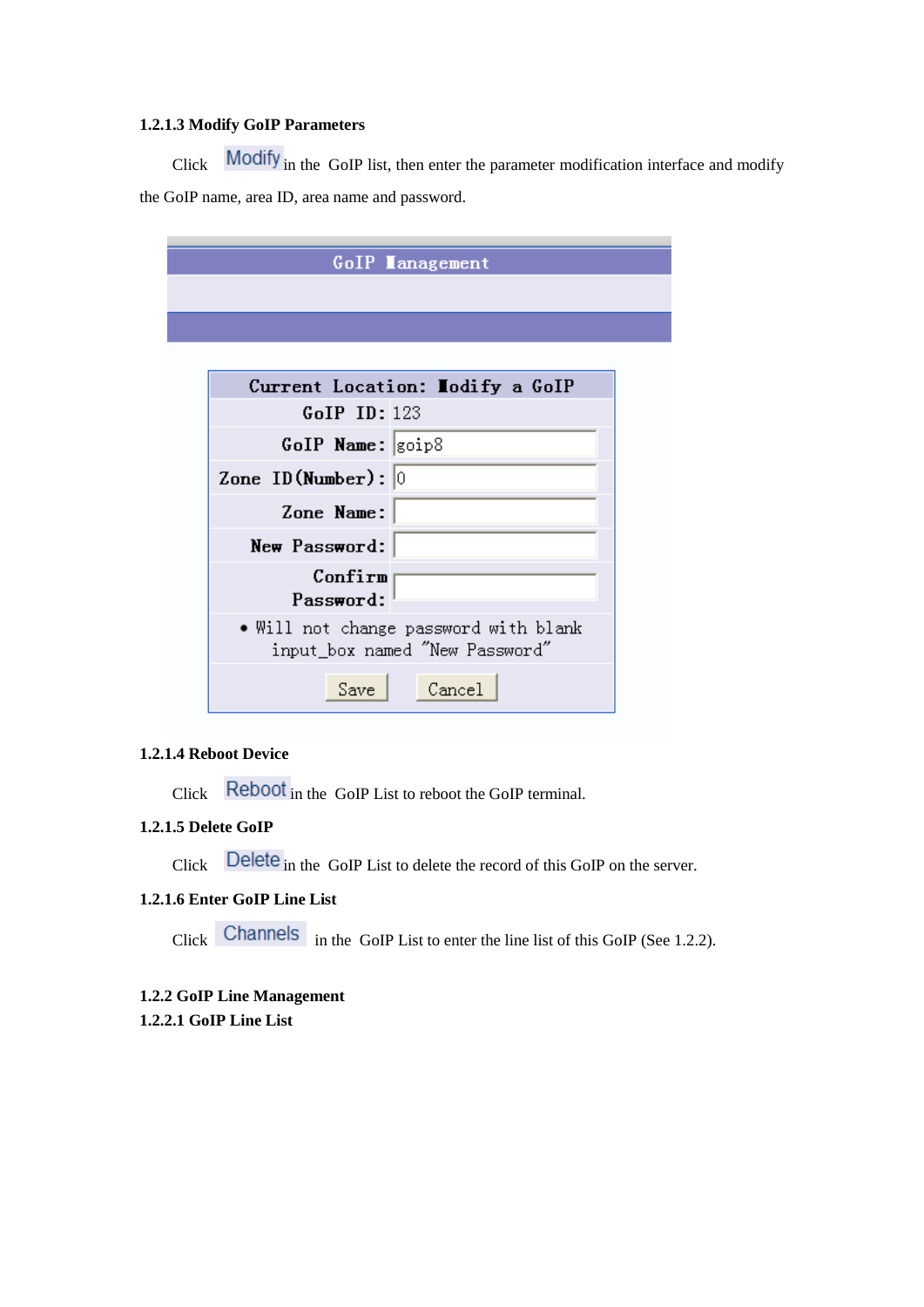#### 1.2.1.3 Modify GoIP Parameters

Click Modify in the GoIP list, then enter the parameter modification interface and modify the GoIP name, area ID, area name and password.

GoIP Management

| Current Location: Modify a GoIP | |
|---|---|
| GoIP ID: | 123 |
| GoIP Name: | goip8 |
| Zone ID(Number): | 0 |
| Zone Name: | |
| New Password: | |
| Confirm Password: | |

• Will not change password with blank input_box named "New Password"

Save Cancel

#### 1.2.1.4 Reboot Device

Click Reboot in the GoIP List to reboot the GoIP terminal.

#### 1.2.1.5 Delete GoIP

Click Delete in the GoIP List to delete the record of this GoIP on the server.

#### 1.2.1.6 Enter GoIP Line List

Click Channels in the GoIP List to enter the line list of this GoIP (See 1.2.2).

### 1.2.2 GoIP Line Management

#### 1.2.2.1 GoIP Line List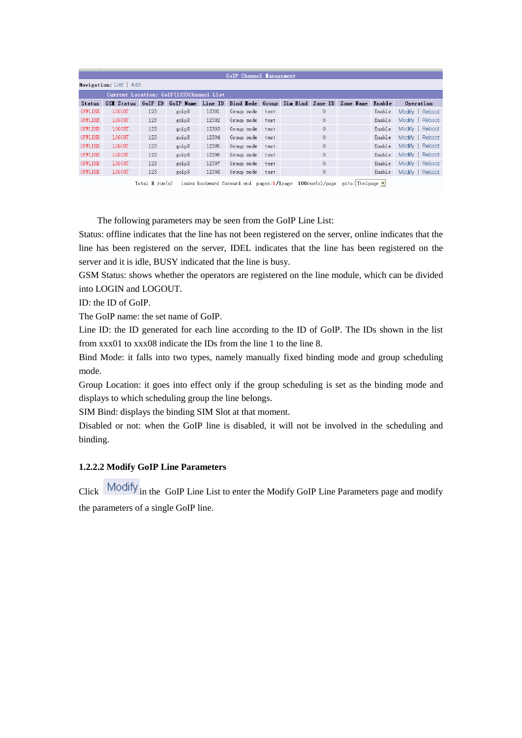GoIP Channel Management

Navigation: List | Add

Current Location: GoIP(123)Channel List

| Status | GSM Status | GoIP ID | GoIP Name | Line ID | Bind Mode | Group | Sim Bind | Zone ID | Zone Name | Enable | Operation |
|---|---|---|---|---|---|---|---|---|---|---|---|
| OFFLINE | LOGOUT | 123 | goip8 | 12301 | Group mode | test | | 0 | | Enable | Modify \| Reboot |
| OFFLINE | LOGOUT | 123 | goip8 | 12302 | Group mode | test | | 0 | | Enable | Modify \| Reboot |
| OFFLINE | LOGOUT | 123 | goip8 | 12303 | Group mode | test | | 0 | | Enable | Modify \| Reboot |
| OFFLINE | LOGOUT | 123 | goip8 | 12304 | Group mode | test | | 0 | | Enable | Modify \| Reboot |
| OFFLINE | LOGOUT | 123 | goip8 | 12305 | Group mode | test | | 0 | | Enable | Modify \| Reboot |
| OFFLINE | LOGOUT | 123 | goip8 | 12306 | Group mode | test | | 0 | | Enable | Modify \| Reboot |
| OFFLINE | LOGOUT | 123 | goip8 | 12307 | Group mode | test | | 0 | | Enable | Modify \| Reboot |
| OFFLINE | LOGOUT | 123 | goip8 | 12308 | Group mode | test | | 0 | | Enable | Modify \| Reboot |

Total 8 row(s) index backward forward end pages:1/1page 100row(s)/page goto: Thelpage

The following parameters may be seen from the GoIP Line List:

Status: offline indicates that the line has not been registered on the server, online indicates that the line has been registered on the server, IDEL indicates that the line has been registered on the server and it is idle, BUSY indicated that the line is busy.

GSM Status: shows whether the operators are registered on the line module, which can be divided into LOGIN and LOGOUT.

ID: the ID of GoIP.

The GoIP name: the set name of GoIP.

Line ID: the ID generated for each line according to the ID of GoIP. The IDs shown in the list from xxx01 to xxx08 indicate the IDs from the line 1 to the line 8.

Bind Mode: it falls into two types, namely manually fixed binding mode and group scheduling mode.

Group Location: it goes into effect only if the group scheduling is set as the binding mode and displays to which scheduling group the line belongs.

SIM Bind: displays the binding SIM Slot at that moment.

Disabled or not: when the GoIP line is disabled, it will not be involved in the scheduling and binding.

### 1.2.2.2 Modify GoIP Line Parameters

Click Modify in the GoIP Line List to enter the Modify GoIP Line Parameters page and modify the parameters of a single GoIP line.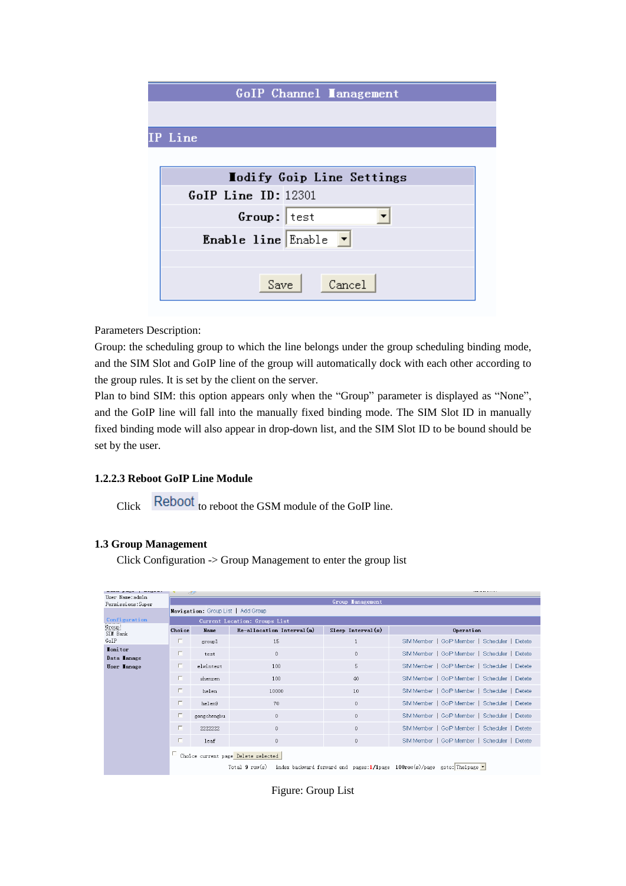GoIP Channel Management

IP Line

| Modify Goip Line Settings | |
|---|---|
| GoIP Line ID: | 12301 |
| Group: | test |
| Enable line | Enable |

Save Cancel

Parameters Description:

Group: the scheduling group to which the line belongs under the group scheduling binding mode, and the SIM Slot and GoIP line of the group will automatically dock with each other according to the group rules. It is set by the client on the server.

Plan to bind SIM: this option appears only when the “Group” parameter is displayed as “None”, and the GoIP line will fall into the manually fixed binding mode. The SIM Slot ID in manually fixed binding mode will also appear in drop-down list, and the SIM Slot ID to be bound should be set by the user.

### 1.2.2.3 Reboot GoIP Line Module

Click Reboot to reboot the GSM module of the GoIP line.

## 1.3 Group Management

Click Configuration -> Group Management to enter the group list

User Name:admin
Permissions:Super

Configuration
Group
SIM Bank
GoIP
Monitor
Data Manage
User Manage

Group Management

Navigation: Group List | Add Group

Current Location: Groups List

| Choice | Name | Re-allocation Interval(m) | Sleep Interval(s) | Operation |
|---|---|---|---|---|
| | group1 | 15 | 1 | SIM Member \| GoIP Member \| Scheduler \| Delete |
| | test | 0 | 0 | SIM Member \| GoIP Member \| Scheduler \| Delete |
| | elvintest | 100 | 5 | SIM Member \| GoIP Member \| Scheduler \| Delete |
| | shenzen | 100 | 40 | SIM Member \| GoIP Member \| Scheduler \| Delete |
| | helen | 10000 | 10 | SIM Member \| GoIP Member \| Scheduler \| Delete |
| | helen9 | 70 | 0 | SIM Member \| GoIP Member \| Scheduler \| Delete |
| | gongchengbu | 0 | 0 | SIM Member \| GoIP Member \| Scheduler \| Delete |
| | 2222222 | 0 | 0 | SIM Member \| GoIP Member \| Scheduler \| Delete |
| | leaf | 0 | 0 | SIM Member \| GoIP Member \| Scheduler \| Delete |

Choice current page Delete selected

Total 9 row(s) index backward forward end pages:1/1page 100row(s)/page goto:The1page

Figure: Group List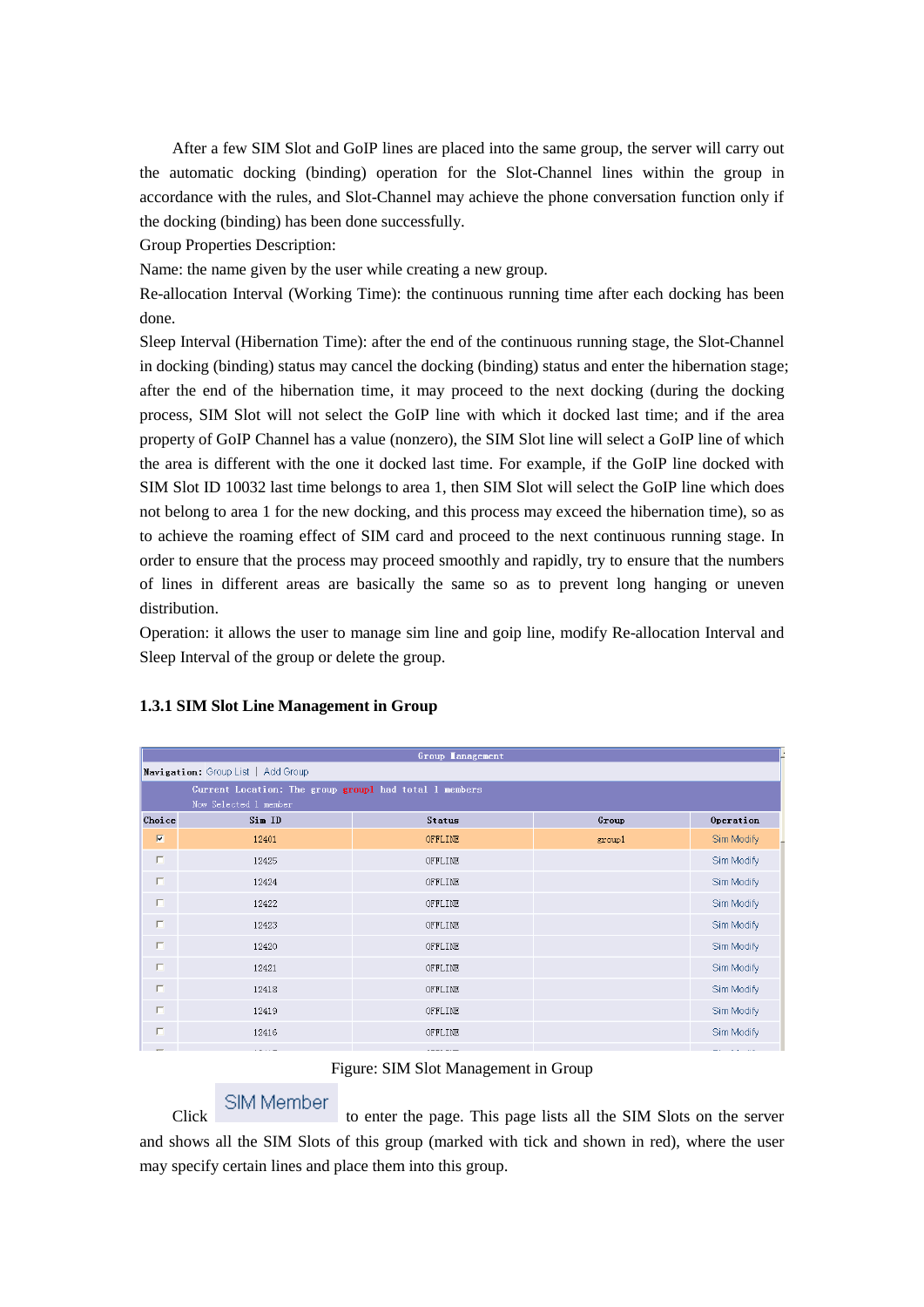After a few SIM Slot and GoIP lines are placed into the same group, the server will carry out the automatic docking (binding) operation for the Slot-Channel lines within the group in accordance with the rules, and Slot-Channel may achieve the phone conversation function only if the docking (binding) has been done successfully.

Group Properties Description:

Name: the name given by the user while creating a new group.

Re-allocation Interval (Working Time): the continuous running time after each docking has been done.

Sleep Interval (Hibernation Time): after the end of the continuous running stage, the Slot-Channel in docking (binding) status may cancel the docking (binding) status and enter the hibernation stage; after the end of the hibernation time, it may proceed to the next docking (during the docking process, SIM Slot will not select the GoIP line with which it docked last time; and if the area property of GoIP Channel has a value (nonzero), the SIM Slot line will select a GoIP line of which the area is different with the one it docked last time. For example, if the GoIP line docked with SIM Slot ID 10032 last time belongs to area 1, then SIM Slot will select the GoIP line which does not belong to area 1 for the new docking, and this process may exceed the hibernation time), so as to achieve the roaming effect of SIM card and proceed to the next continuous running stage. In order to ensure that the process may proceed smoothly and rapidly, try to ensure that the numbers of lines in different areas are basically the same so as to prevent long hanging or uneven distribution.

Operation: it allows the user to manage sim line and goip line, modify Re-allocation Interval and Sleep Interval of the group or delete the group.

### 1.3.1 SIM Slot Line Management in Group

Group Management

Navigation: Group List | Add Group

Current Location: The group group1 had total 1 members
Now Selected 1 member

| Choice | Sim ID | Status | Group | Operation |
|---|---|---|---|---|
| ☑ | 12401 | OFFLINE | group1 | Sim Modify |
| ☐ | 12425 | OFFLINE | | Sim Modify |
| ☐ | 12424 | OFFLINE | | Sim Modify |
| ☐ | 12422 | OFFLINE | | Sim Modify |
| ☐ | 12423 | OFFLINE | | Sim Modify |
| ☐ | 12420 | OFFLINE | | Sim Modify |
| ☐ | 12421 | OFFLINE | | Sim Modify |
| ☐ | 12418 | OFFLINE | | Sim Modify |
| ☐ | 12419 | OFFLINE | | Sim Modify |
| ☐ | 12416 | OFFLINE | | Sim Modify |

Figure: SIM Slot Management in Group

Click SIM Member to enter the page. This page lists all the SIM Slots on the server and shows all the SIM Slots of this group (marked with tick and shown in red), where the user may specify certain lines and place them into this group.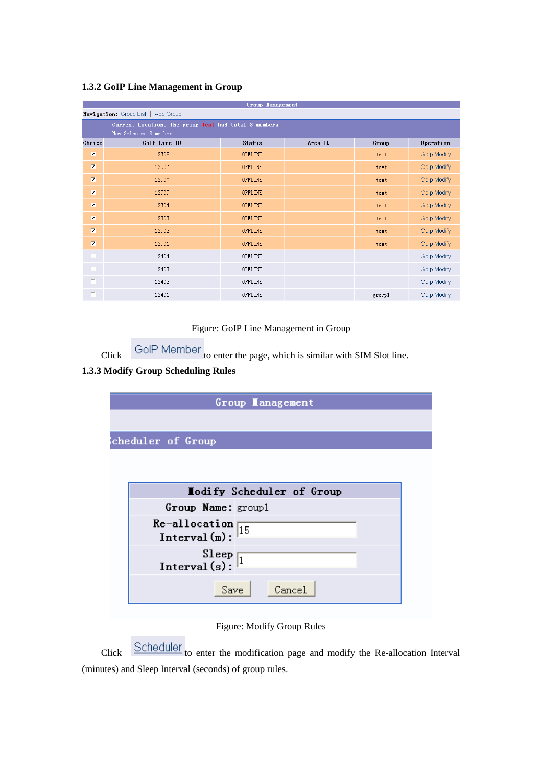### 1.3.2 GoIP Line Management in Group

Group Management

Navigation: Group List | Add Group

Current Location: The group test had total 8 members

Now Selected 8 member

| Choice | GoIP Line ID | Status | Area ID | Group | Operation |
|---|---|---|---|---|---|
| ☑ | 12308 | OFFLINE | | test | Goip Modify |
| ☑ | 12307 | OFFLINE | | test | Goip Modify |
| ☑ | 12306 | OFFLINE | | test | Goip Modify |
| ☑ | 12305 | OFFLINE | | test | Goip Modify |
| ☑ | 12304 | OFFLINE | | test | Goip Modify |
| ☑ | 12303 | OFFLINE | | test | Goip Modify |
| ☑ | 12302 | OFFLINE | | test | Goip Modify |
| ☑ | 12301 | OFFLINE | | test | Goip Modify |
| ☐ | 12404 | OFFLINE | | | Goip Modify |
| ☐ | 12403 | OFFLINE | | | Goip Modify |
| ☐ | 12402 | OFFLINE | | | Goip Modify |
| ☐ | 12401 | OFFLINE | | group1 | Goip Modify |

Figure: GoIP Line Management in Group

Click GoIP Member to enter the page, which is similar with SIM Slot line.

### 1.3.3 Modify Group Scheduling Rules

Group Management

Scheduler of Group

Modify Scheduler of Group

| | |
|---|---|
| Group Name: | group1 |
| Re-allocation Interval(m): | 15 |
| Sleep Interval(s): | 1 |

Save Cancel

Figure: Modify Group Rules

Click Scheduler to enter the modification page and modify the Re-allocation Interval (minutes) and Sleep Interval (seconds) of group rules.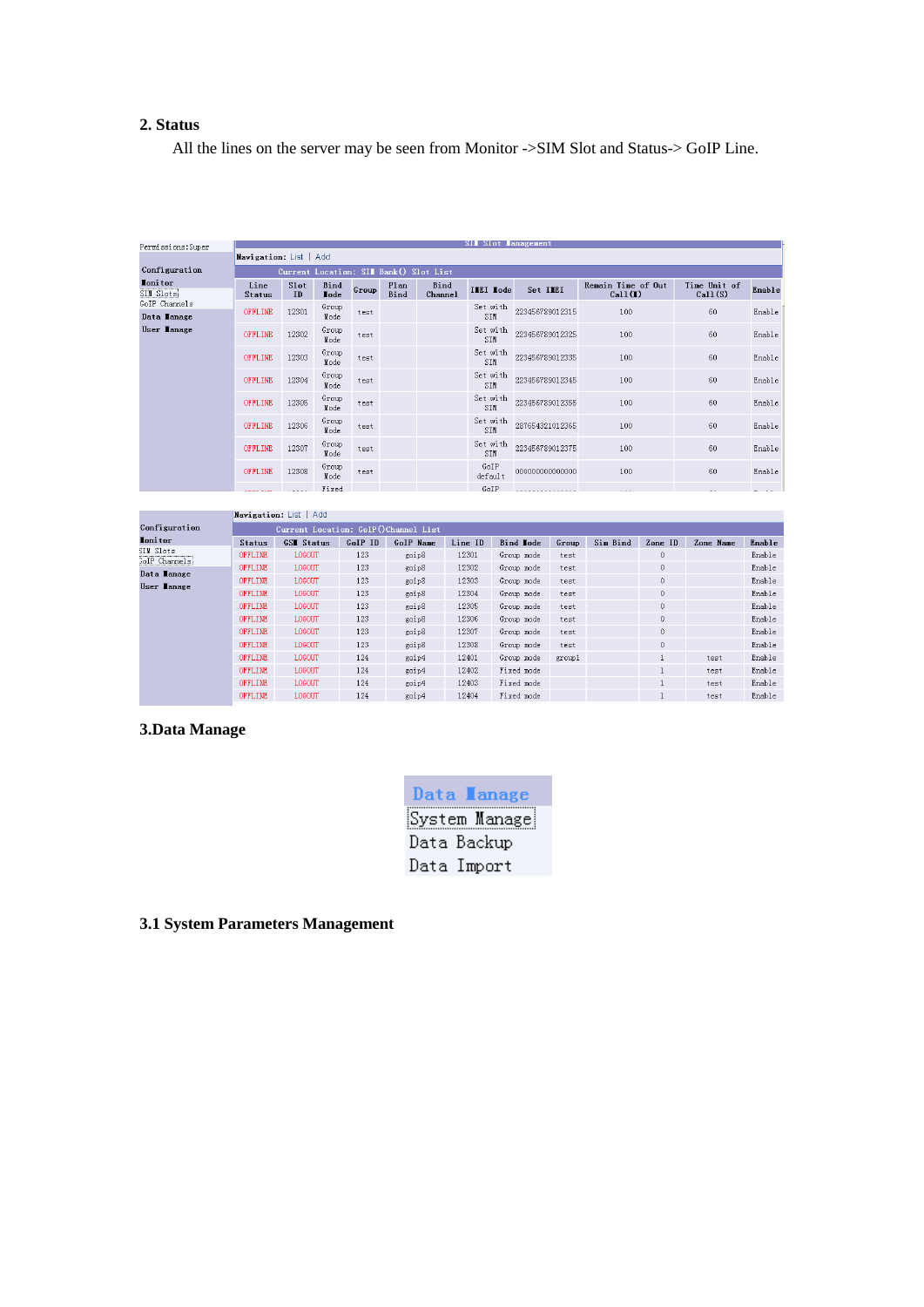## 2. Status

All the lines on the server may be seen from Monitor ->SIM Slot and Status-> GoIP Line.

Permissions:Super

Configuration
Monitor
SIM Slots
GoIP Channels
Data Manage
User Manage

SIM Slot Management

Navigation: List | Add

Current Location: SIM Bank() Slot List

| Line Status | Slot ID | Bind Mode | Group | Plan Bind | Bind Channel | IMEI Mode | Set IMEI | Remain Time of Out Call(M) | Time Unit of Call(S) | Enable |
|---|---|---|---|---|---|---|---|---|---|---|
| OFFLINE | 12301 | Group Mode | test | | | Set with SIM | 223456789012315 | 100 | 60 | Enable |
| OFFLINE | 12302 | Group Mode | test | | | Set with SIM | 223456789012325 | 100 | 60 | Enable |
| OFFLINE | 12303 | Group Mode | test | | | Set with SIM | 223456789012335 | 100 | 60 | Enable |
| OFFLINE | 12304 | Group Mode | test | | | Set with SIM | 223456789012345 | 100 | 60 | Enable |
| OFFLINE | 12305 | Group Mode | test | | | Set with SIM | 223456789012355 | 100 | 60 | Enable |
| OFFLINE | 12306 | Group Mode | test | | | Set with SIM | 287654321012365 | 100 | 60 | Enable |
| OFFLINE | 12307 | Group Mode | test | | | Set with SIM | 223456789012375 | 100 | 60 | Enable |
| OFFLINE | 12308 | Group Mode | test | | | GoIP default | 000000000000000 | 100 | 60 | Enable |

Configuration
Monitor
SIM Slots
GoIP Channels
Data Manage
User Manage

Navigation: List | Add

Current Location: GoIP()Channel List

| Status | GSM Status | GoIP ID | GoIP Name | Line ID | Bind Mode | Group | Sim Bind | Zone ID | Zone Name | Enable |
|---|---|---|---|---|---|---|---|---|---|---|
| OFFLINE | LOGOUT | 123 | goip8 | 12301 | Group mode | test | | 0 | | Enable |
| OFFLINE | LOGOUT | 123 | goip8 | 12302 | Group mode | test | | 0 | | Enable |
| OFFLINE | LOGOUT | 123 | goip8 | 12303 | Group mode | test | | 0 | | Enable |
| OFFLINE | LOGOUT | 123 | goip8 | 12304 | Group mode | test | | 0 | | Enable |
| OFFLINE | LOGOUT | 123 | goip8 | 12305 | Group mode | test | | 0 | | Enable |
| OFFLINE | LOGOUT | 123 | goip8 | 12306 | Group mode | test | | 0 | | Enable |
| OFFLINE | LOGOUT | 123 | goip8 | 12307 | Group mode | test | | 0 | | Enable |
| OFFLINE | LOGOUT | 123 | goip8 | 12308 | Group mode | test | | 0 | | Enable |
| OFFLINE | LOGOUT | 124 | goip4 | 12401 | Group mode | group1 | | 1 | test | Enable |
| OFFLINE | LOGOUT | 124 | goip4 | 12402 | Fixed mode | | | 1 | test | Enable |
| OFFLINE | LOGOUT | 124 | goip4 | 12403 | Fixed mode | | | 1 | test | Enable |
| OFFLINE | LOGOUT | 124 | goip4 | 12404 | Fixed mode | | | 1 | test | Enable |

## 3.Data Manage

Data Manage
System Manage
Data Backup
Data Import

### 3.1 System Parameters Management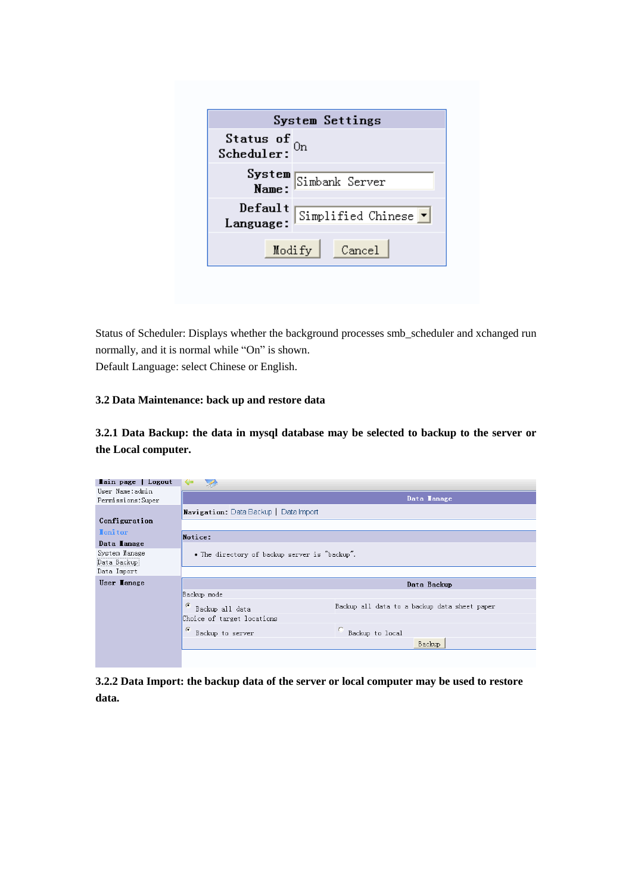| System Settings | |
|---|---|
| Status of Scheduler: | On |
| System Name: | Simbank Server |
| Default Language: | Simplified Chinese |
| Modify | Cancel |

Status of Scheduler: Displays whether the background processes smb_scheduler and xchanged run normally, and it is normal while "On" is shown.

Default Language: select Chinese or English.

### 3.2 Data Maintenance: back up and restore data

#### 3.2.1 Data Backup: the data in mysql database may be selected to backup to the server or the Local computer.

Main page | Logout

User Name:admin

Permissions:Super

Configuration

Monitor

Data Manage

System Manage

Data Backup

Data Import

User Manage

Data Manage

Navigation: Data Backup | Data Import

Notice:

- The directory of backup server is "backup".

| Data Backup | |
|---|---|
| Backup mode | |
| Backup all data | Backup all data to a backup data sheet paper |
| Choice of target locations | |
| Backup to server | Backup to local |
| | Backup |

#### 3.2.2 Data Import: the backup data of the server or local computer may be used to restore data.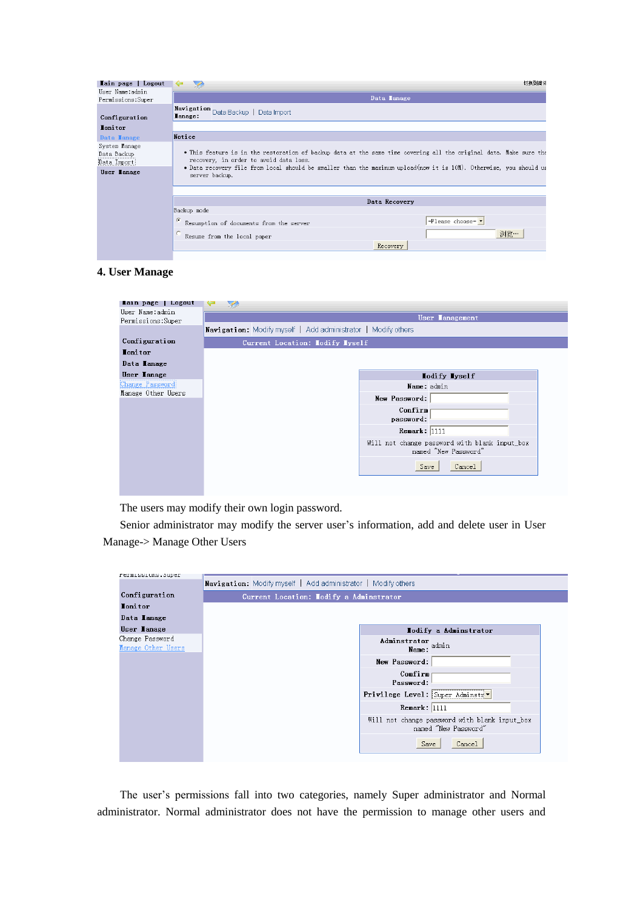## 4. User Manage

The users may modify their own login password.

Senior administrator may modify the server user's information, add and delete user in User Manage-> Manage Other Users

The user's permissions fall into two categories, namely Super administrator and Normal administrator. Normal administrator does not have the permission to manage other users and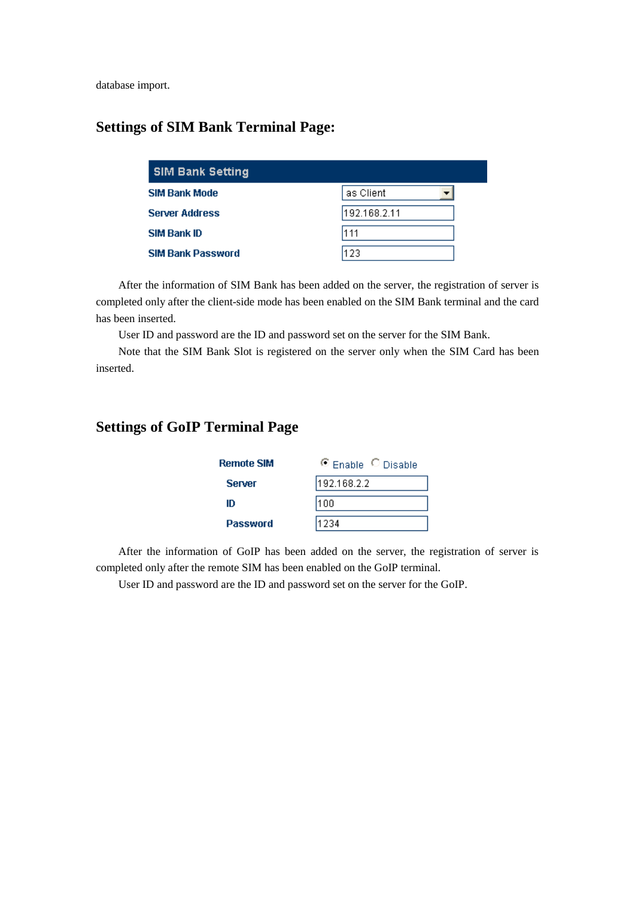database import.

## Settings of SIM Bank Terminal Page:

| SIM Bank Setting | |
|---|---|
| SIM Bank Mode | as Client |
| Server Address | 192.168.2.11 |
| SIM Bank ID | 111 |
| SIM Bank Password | 123 |

After the information of SIM Bank has been added on the server, the registration of server is completed only after the client-side mode has been enabled on the SIM Bank terminal and the card has been inserted.

User ID and password are the ID and password set on the server for the SIM Bank.

Note that the SIM Bank Slot is registered on the server only when the SIM Card has been inserted.

## Settings of GoIP Terminal Page

| | |
|---|---|
| Remote SIM | Enable / Disable |
| Server | 192.168.2.2 |
| ID | 100 |
| Password | 1234 |

After the information of GoIP has been added on the server, the registration of server is completed only after the remote SIM has been enabled on the GoIP terminal.

User ID and password are the ID and password set on the server for the GoIP.